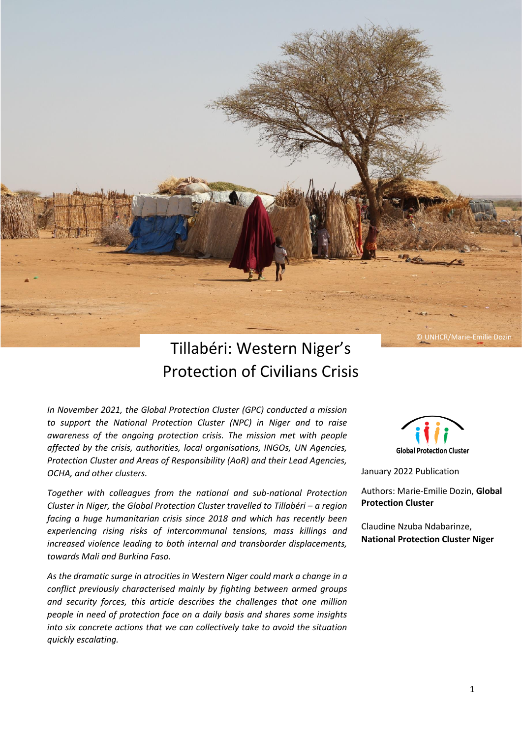© UNHCR/Marie-Emilie Dozin

# Tillabéri: Western Niger's Protection of Civilians Crisis

*In November 2021, the Global Protection Cluster (GPC) conducted a mission to support the National Protection Cluster (NPC) in Niger and to raise awareness of the ongoing protection crisis. The mission met with people affected by the crisis, authorities, local organisations, INGOs, UN Agencies, Protection Cluster and Areas of Responsibility (AoR) and their Lead Agencies, OCHA, and other clusters.*

*Together with colleagues from the national and sub-national Protection Cluster in Niger, the Global Protection Cluster travelled to Tillabéri – a region facing a huge humanitarian crisis since 2018 and which has recently been experiencing rising risks of intercommunal tensions, mass killings and increased violence leading to both internal and transborder displacements, towards Mali and Burkina Faso.*

*As the dramatic surge in atrocities in Western Niger could mark a change in a conflict previously characterised mainly by fighting between armed groups and security forces, this article describes the challenges that one million people in need of protection face on a daily basis and shares some insights into six concrete actions that we can collectively take to avoid the situation quickly escalating.*

Global Protection Cluster

January 2022 Publication

Authors: Marie-Emilie Dozin, **Global Protection Cluster**

Claudine Nzuba Ndabarinze, **National Protection Cluster Niger**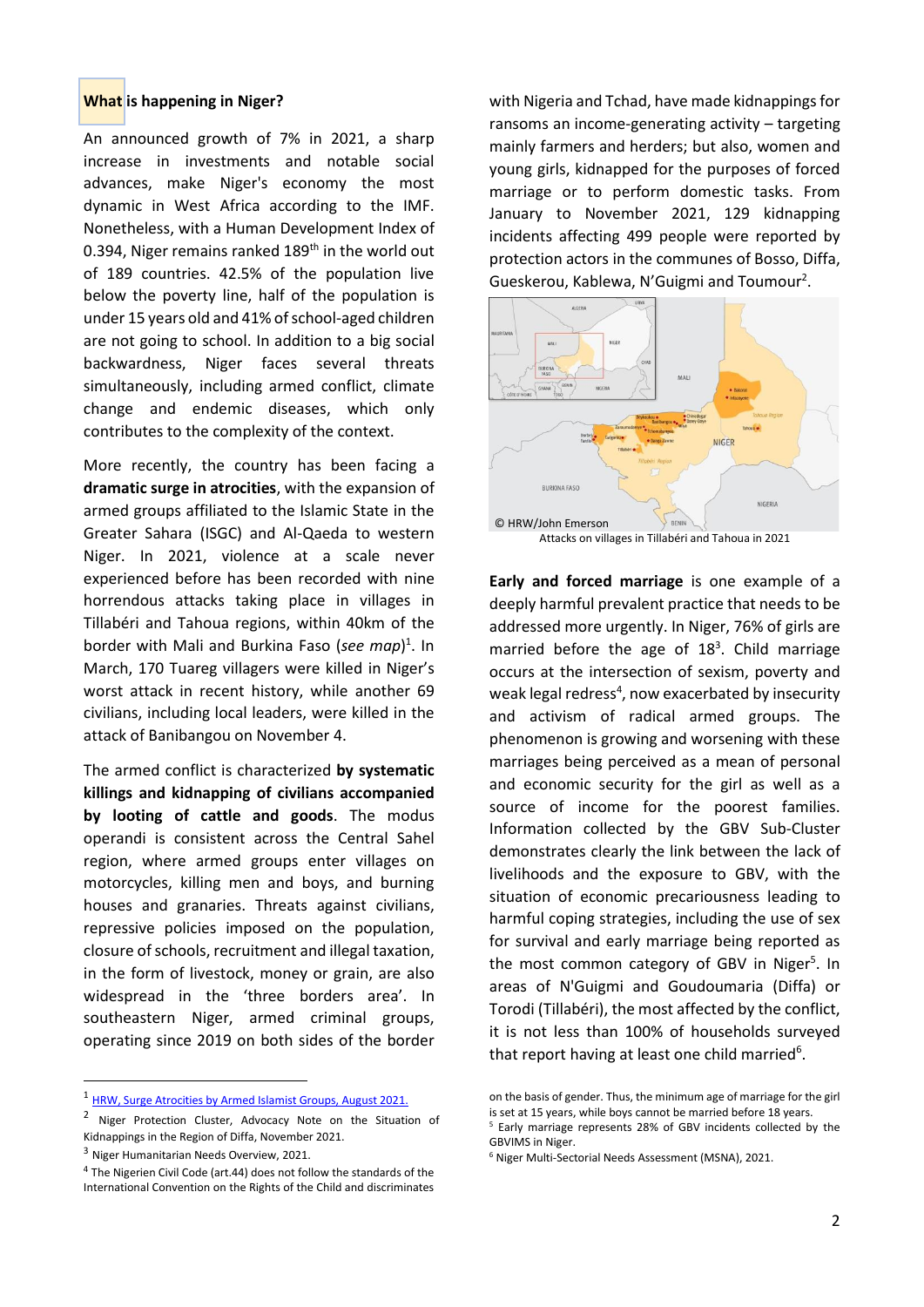## What is happening in Niger?

An announced growth of 7% in 2021, a sharp increase in investments and notable social advances, make Niger's economy the most dynamic in West Africa according to the IMF. Nonetheless, with a Human Development Index of 0.394, Niger remains ranked 189th in the world out of 189 countries. 42.5% of the population live below the poverty line, half of the population is under 15 years old and 41% of school-aged children are not going to school. In addition to a big social backwardness, Niger faces several threats simultaneously, including armed conflict, climate change and endemic diseases, which only contributes to the complexity of the context.

More recently, the country has been facing a **dramatic surge in atrocities**, with the expansion of armed groups affiliated to the Islamic State in the Greater Sahara (ISGC) and Al-Qaeda to western Niger. In 2021, violence at a scale never experienced before has been recorded with nine horrendous attacks taking place in villages in Tillabéri and Tahoua regions, within 40km of the border with Mali and Burkina Faso (*see map*)[1]. In March, 170 Tuareg villagers were killed in Niger's worst attack in recent history, while another 69 civilians, including local leaders, were killed in the attack of Banibangou on November 4.

The armed conflict is characterized **by systematic killings and kidnapping of civilians accompanied by looting of cattle and goods**. The modus operandi is consistent across the Central Sahel region, where armed groups enter villages on motorcycles, killing men and boys, and burning houses and granaries. Threats against civilians, repressive policies imposed on the population, closure of schools, recruitment and illegal taxation, in the form of livestock, money or grain, are also widespread in the 'three borders area'. In southeastern Niger, armed criminal groups, operating since 2019 on both sides of the border with Nigeria and Tchad, have made kidnappings for ransoms an income-generating activity – targeting mainly farmers and herders; but also, women and young girls, kidnapped for the purposes of forced marriage or to perform domestic tasks. From January to November 2021, 129 kidnapping incidents affecting 499 people were reported by protection actors in the communes of Bosso, Diffa, Gueskerou, Kablewa, N'Guigmi and Toumour[2].

© HRW/John Emerson

Attacks on villages in Tillabéri and Tahoua in 2021

**Early and forced marriage** is one example of a deeply harmful prevalent practice that needs to be addressed more urgently. In Niger, 76% of girls are married before the age of 18[3]. Child marriage occurs at the intersection of sexism, poverty and weak legal redress[4], now exacerbated by insecurity and activism of radical armed groups. The phenomenon is growing and worsening with these marriages being perceived as a mean of personal and economic security for the girl as well as a source of income for the poorest families. Information collected by the GBV Sub-Cluster demonstrates clearly the link between the lack of livelihoods and the exposure to GBV, with the situation of economic precariousness leading to harmful coping strategies, including the use of sex for survival and early marriage being reported as the most common category of GBV in Niger[5]. In areas of N'Guigmi and Goudoumaria (Diffa) or Torodi (Tillabéri), the most affected by the conflict, it is not less than 100% of households surveyed that report having at least one child married[6].

---

[1] HRW, Surge Atrocities by Armed Islamist Groups, August 2021.

[2] Niger Protection Cluster, Advocacy Note on the Situation of Kidnappings in the Region of Diffa, November 2021.

[3] Niger Humanitarian Needs Overview, 2021.

[4] The Nigerien Civil Code (art.44) does not follow the standards of the International Convention on the Rights of the Child and discriminates on the basis of gender. Thus, the minimum age of marriage for the girl is set at 15 years, while boys cannot be married before 18 years.

[5] Early marriage represents 28% of GBV incidents collected by the GBVIMS in Niger.

[6] Niger Multi-Sectorial Needs Assessment (MSNA), 2021.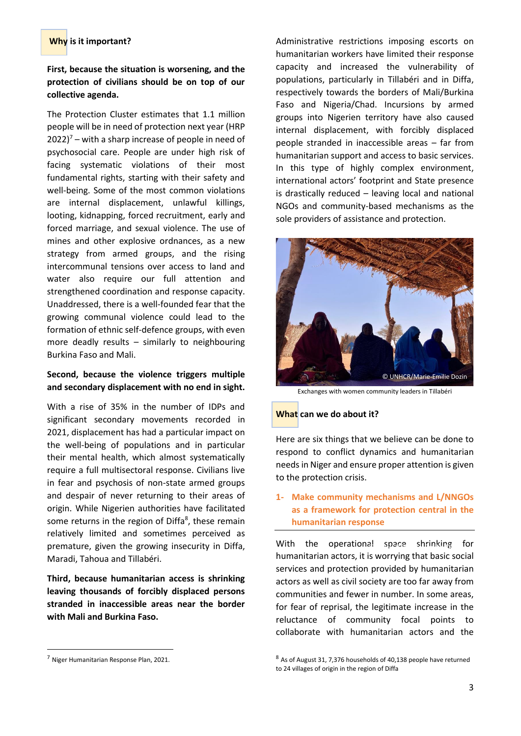## Why is it important?

**First, because the situation is worsening, and the protection of civilians should be on top of our collective agenda.**

The Protection Cluster estimates that 1.1 million people will be in need of protection next year (HRP 2022)[7] – with a sharp increase of people in need of psychosocial care. People are under high risk of facing systematic violations of their most fundamental rights, starting with their safety and well-being. Some of the most common violations are internal displacement, unlawful killings, looting, kidnapping, forced recruitment, early and forced marriage, and sexual violence. The use of mines and other explosive ordnances, as a new strategy from armed groups, and the rising intercommunal tensions over access to land and water also require our full attention and strengthened coordination and response capacity. Unaddressed, there is a well-founded fear that the growing communal violence could lead to the formation of ethnic self-defence groups, with even more deadly results – similarly to neighbouring Burkina Faso and Mali.

**Second, because the violence triggers multiple and secondary displacement with no end in sight.**

With a rise of 35% in the number of IDPs and significant secondary movements recorded in 2021, displacement has had a particular impact on the well-being of populations and in particular their mental health, which almost systematically require a full multisectoral response. Civilians live in fear and psychosis of non-state armed groups and despair of never returning to their areas of origin. While Nigerien authorities have facilitated some returns in the region of Diffa[8], these remain relatively limited and sometimes perceived as premature, given the growing insecurity in Diffa, Maradi, Tahoua and Tillabéri.

**Third, because humanitarian access is shrinking leaving thousands of forcibly displaced persons stranded in inaccessible areas near the border with Mali and Burkina Faso.**

Administrative restrictions imposing escorts on humanitarian workers have limited their response capacity and increased the vulnerability of populations, particularly in Tillabéri and in Diffa, respectively towards the borders of Mali/Burkina Faso and Nigeria/Chad. Incursions by armed groups into Nigerien territory have also caused internal displacement, with forcibly displaced people stranded in inaccessible areas – far from humanitarian support and access to basic services. In this type of highly complex environment, international actors' footprint and State presence is drastically reduced – leaving local and national NGOs and community-based mechanisms as the sole providers of assistance and protection.

© UNHCR/Marie-Emilie Dozin

Exchanges with women community leaders in Tillabéri

## What can we do about it?

Here are six things that we believe can be done to respond to conflict dynamics and humanitarian needs in Niger and ensure proper attention is given to the protection crisis.

### 1- Make community mechanisms and L/NNGOs as a framework for protection central in the humanitarian response

With the operational space shrinking for humanitarian actors, it is worrying that basic social services and protection provided by humanitarian actors as well as civil society are too far away from communities and fewer in number. In some areas, for fear of reprisal, the legitimate increase in the reluctance of community focal points to collaborate with humanitarian actors and the

[7] Niger Humanitarian Response Plan, 2021.

[8] As of August 31, 7,376 households of 40,138 people have returned to 24 villages of origin in the region of Diffa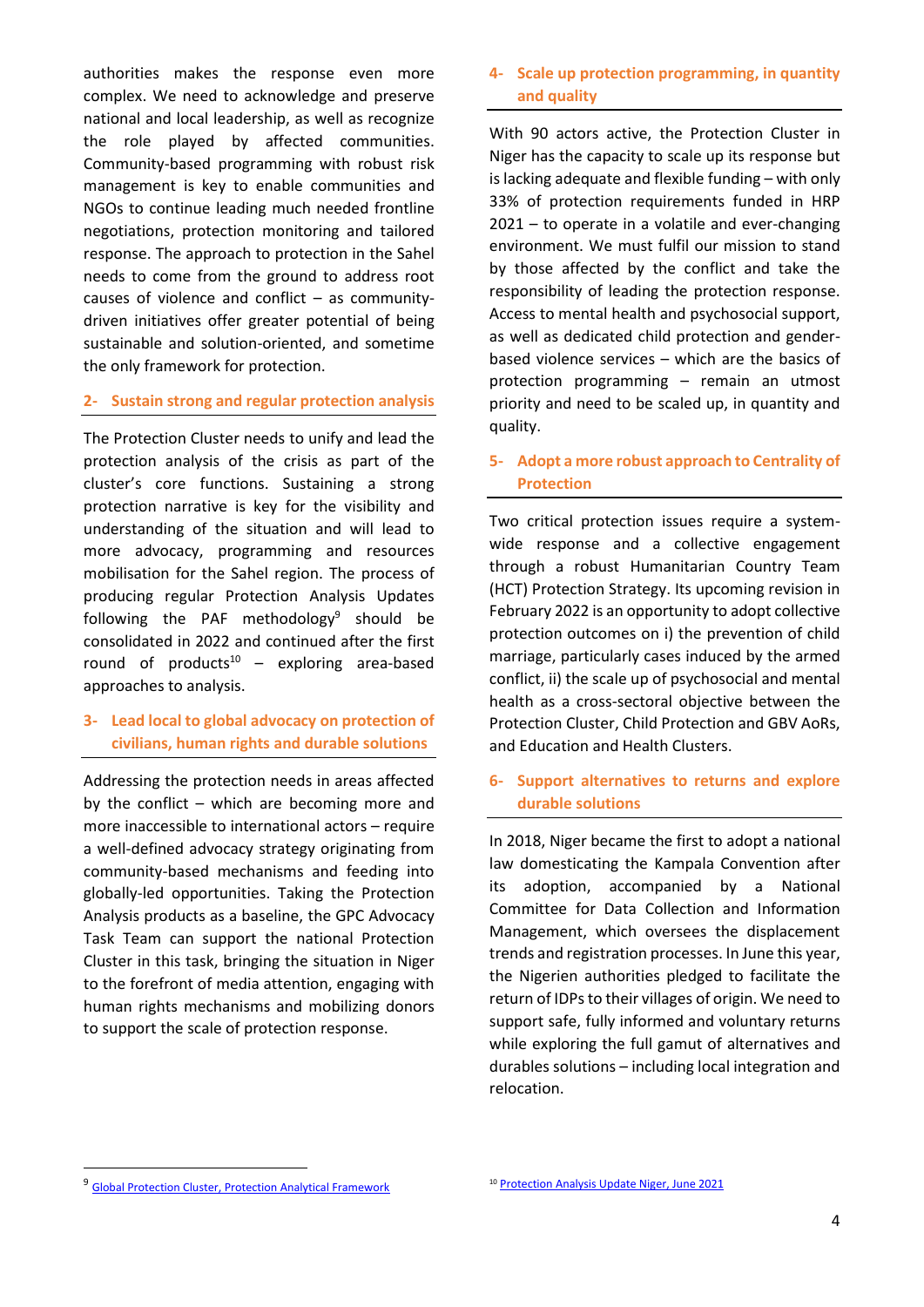authorities makes the response even more complex. We need to acknowledge and preserve national and local leadership, as well as recognize the role played by affected communities. Community-based programming with robust risk management is key to enable communities and NGOs to continue leading much needed frontline negotiations, protection monitoring and tailored response. The approach to protection in the Sahel needs to come from the ground to address root causes of violence and conflict – as community-driven initiatives offer greater potential of being sustainable and solution-oriented, and sometime the only framework for protection.

### 2- Sustain strong and regular protection analysis

The Protection Cluster needs to unify and lead the protection analysis of the crisis as part of the cluster's core functions. Sustaining a strong protection narrative is key for the visibility and understanding of the situation and will lead to more advocacy, programming and resources mobilisation for the Sahel region. The process of producing regular Protection Analysis Updates following the PAF methodology[9] should be consolidated in 2022 and continued after the first round of products[10] – exploring area-based approaches to analysis.

### 3- Lead local to global advocacy on protection of civilians, human rights and durable solutions

Addressing the protection needs in areas affected by the conflict – which are becoming more and more inaccessible to international actors – require a well-defined advocacy strategy originating from community-based mechanisms and feeding into globally-led opportunities. Taking the Protection Analysis products as a baseline, the GPC Advocacy Task Team can support the national Protection Cluster in this task, bringing the situation in Niger to the forefront of media attention, engaging with human rights mechanisms and mobilizing donors to support the scale of protection response.

### 4- Scale up protection programming, in quantity and quality

With 90 actors active, the Protection Cluster in Niger has the capacity to scale up its response but is lacking adequate and flexible funding – with only 33% of protection requirements funded in HRP 2021 – to operate in a volatile and ever-changing environment. We must fulfil our mission to stand by those affected by the conflict and take the responsibility of leading the protection response. Access to mental health and psychosocial support, as well as dedicated child protection and gender-based violence services – which are the basics of protection programming – remain an utmost priority and need to be scaled up, in quantity and quality.

### 5- Adopt a more robust approach to Centrality of Protection

Two critical protection issues require a system-wide response and a collective engagement through a robust Humanitarian Country Team (HCT) Protection Strategy. Its upcoming revision in February 2022 is an opportunity to adopt collective protection outcomes on i) the prevention of child marriage, particularly cases induced by the armed conflict, ii) the scale up of psychosocial and mental health as a cross-sectoral objective between the Protection Cluster, Child Protection and GBV AoRs, and Education and Health Clusters.

### 6- Support alternatives to returns and explore durable solutions

In 2018, Niger became the first to adopt a national law domesticating the Kampala Convention after its adoption, accompanied by a National Committee for Data Collection and Information Management, which oversees the displacement trends and registration processes. In June this year, the Nigerien authorities pledged to facilitate the return of IDPs to their villages of origin. We need to support safe, fully informed and voluntary returns while exploring the full gamut of alternatives and durables solutions – including local integration and relocation.

---

[9] Global Protection Cluster, Protection Analytical Framework

[10] Protection Analysis Update Niger, June 2021